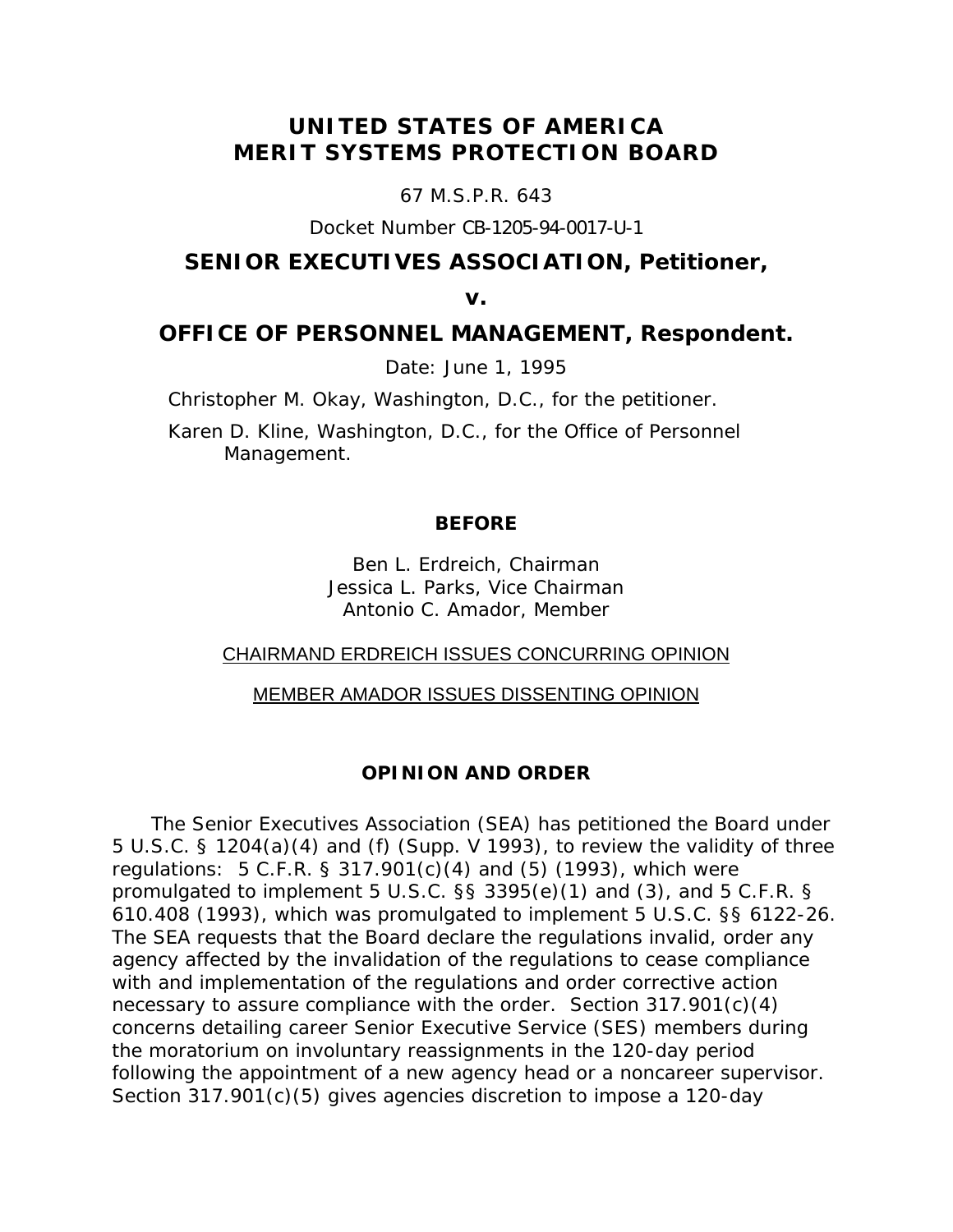# UNITED STATES OF AMERICA
# MERIT SYSTEMS PROTECTION BOARD

67 M.S.P.R. 643

Docket Number CB-1205-94-0017-U-1

## SENIOR EXECUTIVES ASSOCIATION, Petitioner,

## v.

## OFFICE OF PERSONNEL MANAGEMENT, Respondent.

Date: June 1, 1995

Christopher M. Okay, Washington, D.C., for the petitioner.

Karen D. Kline, Washington, D.C., for the Office of Personnel Management.

### BEFORE

Ben L. Erdreich, Chairman
Jessica L. Parks, Vice Chairman
Antonio C. Amador, Member

CHAIRMAND ERDREICH ISSUES CONCURRING OPINION

MEMBER AMADOR ISSUES DISSENTING OPINION

### OPINION AND ORDER

The Senior Executives Association (SEA) has petitioned the Board under 5 U.S.C. § 1204(a)(4) and (f) (Supp. V 1993), to review the validity of three regulations: 5 C.F.R. § 317.901(c)(4) and (5) (1993), which were promulgated to implement 5 U.S.C. §§ 3395(e)(1) and (3), and 5 C.F.R. § 610.408 (1993), which was promulgated to implement 5 U.S.C. §§ 6122-26. The SEA requests that the Board declare the regulations invalid, order any agency affected by the invalidation of the regulations to cease compliance with and implementation of the regulations and order corrective action necessary to assure compliance with the order. Section 317.901(c)(4) concerns detailing career Senior Executive Service (SES) members during the moratorium on involuntary reassignments in the 120-day period following the appointment of a new agency head or a noncareer supervisor. Section 317.901(c)(5) gives agencies discretion to impose a 120-day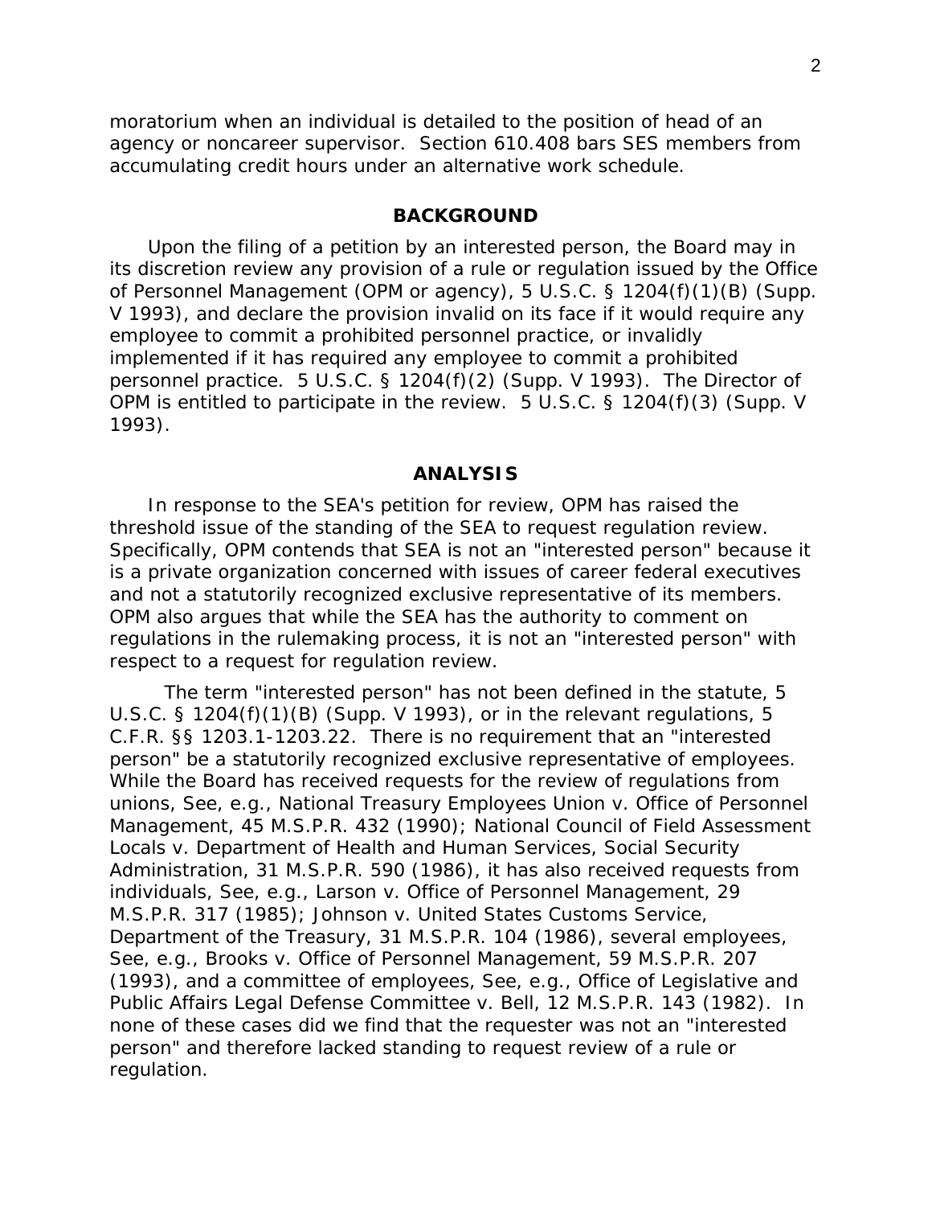moratorium when an individual is detailed to the position of head of an agency or noncareer supervisor. Section 610.408 bars SES members from accumulating credit hours under an alternative work schedule.

## BACKGROUND

Upon the filing of a petition by an interested person, the Board may in its discretion review any provision of a rule or regulation issued by the Office of Personnel Management (OPM or agency), 5 U.S.C. § 1204(f)(1)(B) (Supp. V 1993), and declare the provision invalid on its face if it would require any employee to commit a prohibited personnel practice, or invalidly implemented if it has required any employee to commit a prohibited personnel practice. 5 U.S.C. § 1204(f)(2) (Supp. V 1993). The Director of OPM is entitled to participate in the review. 5 U.S.C. § 1204(f)(3) (Supp. V 1993).

## ANALYSIS

In response to the SEA's petition for review, OPM has raised the threshold issue of the standing of the SEA to request regulation review. Specifically, OPM contends that SEA is not an "interested person" because it is a private organization concerned with issues of career federal executives and not a statutorily recognized exclusive representative of its members. OPM also argues that while the SEA has the authority to comment on regulations in the rulemaking process, it is not an "interested person" with respect to a request for regulation review.

The term "interested person" has not been defined in the statute, 5 U.S.C. § 1204(f)(1)(B) (Supp. V 1993), or in the relevant regulations, 5 C.F.R. §§ 1203.1-1203.22. There is no requirement that an "interested person" be a statutorily recognized exclusive representative of employees. While the Board has received requests for the review of regulations from unions, See, e.g., National Treasury Employees Union v. Office of Personnel Management, 45 M.S.P.R. 432 (1990); National Council of Field Assessment Locals v. Department of Health and Human Services, Social Security Administration, 31 M.S.P.R. 590 (1986), it has also received requests from individuals, See, e.g., Larson v. Office of Personnel Management, 29 M.S.P.R. 317 (1985); Johnson v. United States Customs Service, Department of the Treasury, 31 M.S.P.R. 104 (1986), several employees, See, e.g., Brooks v. Office of Personnel Management, 59 M.S.P.R. 207 (1993), and a committee of employees, See, e.g., Office of Legislative and Public Affairs Legal Defense Committee v. Bell, 12 M.S.P.R. 143 (1982). In none of these cases did we find that the requester was not an "interested person" and therefore lacked standing to request review of a rule or regulation.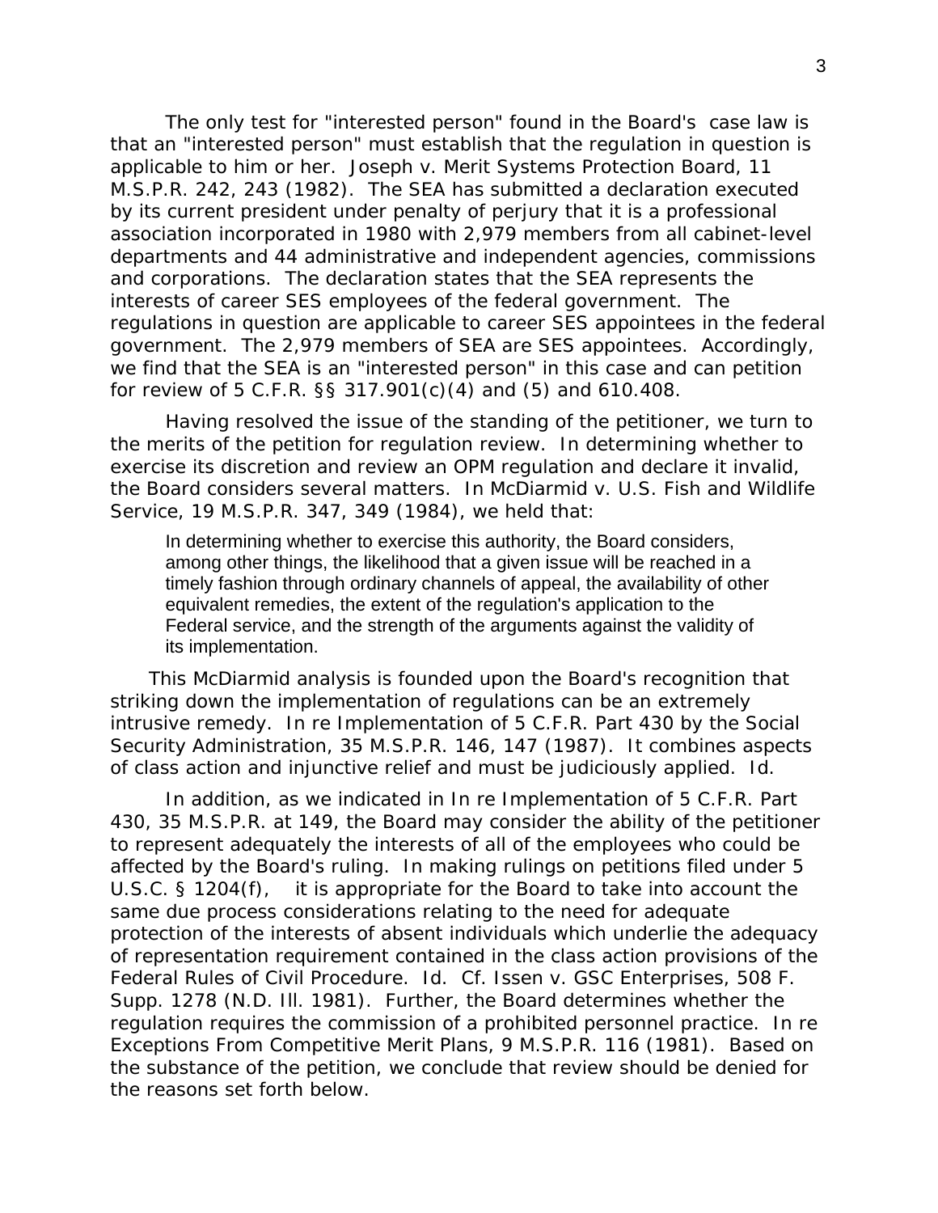The only test for "interested person" found in the Board's case law is that an "interested person" must establish that the regulation in question is applicable to him or her. Joseph v. Merit Systems Protection Board, 11 M.S.P.R. 242, 243 (1982). The SEA has submitted a declaration executed by its current president under penalty of perjury that it is a professional association incorporated in 1980 with 2,979 members from all cabinet-level departments and 44 administrative and independent agencies, commissions and corporations. The declaration states that the SEA represents the interests of career SES employees of the federal government. The regulations in question are applicable to career SES appointees in the federal government. The 2,979 members of SEA are SES appointees. Accordingly, we find that the SEA is an "interested person" in this case and can petition for review of 5 C.F.R. §§ 317.901(c)(4) and (5) and 610.408.

Having resolved the issue of the standing of the petitioner, we turn to the merits of the petition for regulation review. In determining whether to exercise its discretion and review an OPM regulation and declare it invalid, the Board considers several matters. In McDiarmid v. U.S. Fish and Wildlife Service, 19 M.S.P.R. 347, 349 (1984), we held that:

> In determining whether to exercise this authority, the Board considers, among other things, the likelihood that a given issue will be reached in a timely fashion through ordinary channels of appeal, the availability of other equivalent remedies, the extent of the regulation's application to the Federal service, and the strength of the arguments against the validity of its implementation.

This McDiarmid analysis is founded upon the Board's recognition that striking down the implementation of regulations can be an extremely intrusive remedy. In re Implementation of 5 C.F.R. Part 430 by the Social Security Administration, 35 M.S.P.R. 146, 147 (1987). It combines aspects of class action and injunctive relief and must be judiciously applied. Id.

In addition, as we indicated in In re Implementation of 5 C.F.R. Part 430, 35 M.S.P.R. at 149, the Board may consider the ability of the petitioner to represent adequately the interests of all of the employees who could be affected by the Board's ruling. In making rulings on petitions filed under 5 U.S.C. § 1204(f), it is appropriate for the Board to take into account the same due process considerations relating to the need for adequate protection of the interests of absent individuals which underlie the adequacy of representation requirement contained in the class action provisions of the Federal Rules of Civil Procedure. Id. Cf. Issen v. GSC Enterprises, 508 F. Supp. 1278 (N.D. Ill. 1981). Further, the Board determines whether the regulation requires the commission of a prohibited personnel practice. In re Exceptions From Competitive Merit Plans, 9 M.S.P.R. 116 (1981). Based on the substance of the petition, we conclude that review should be denied for the reasons set forth below.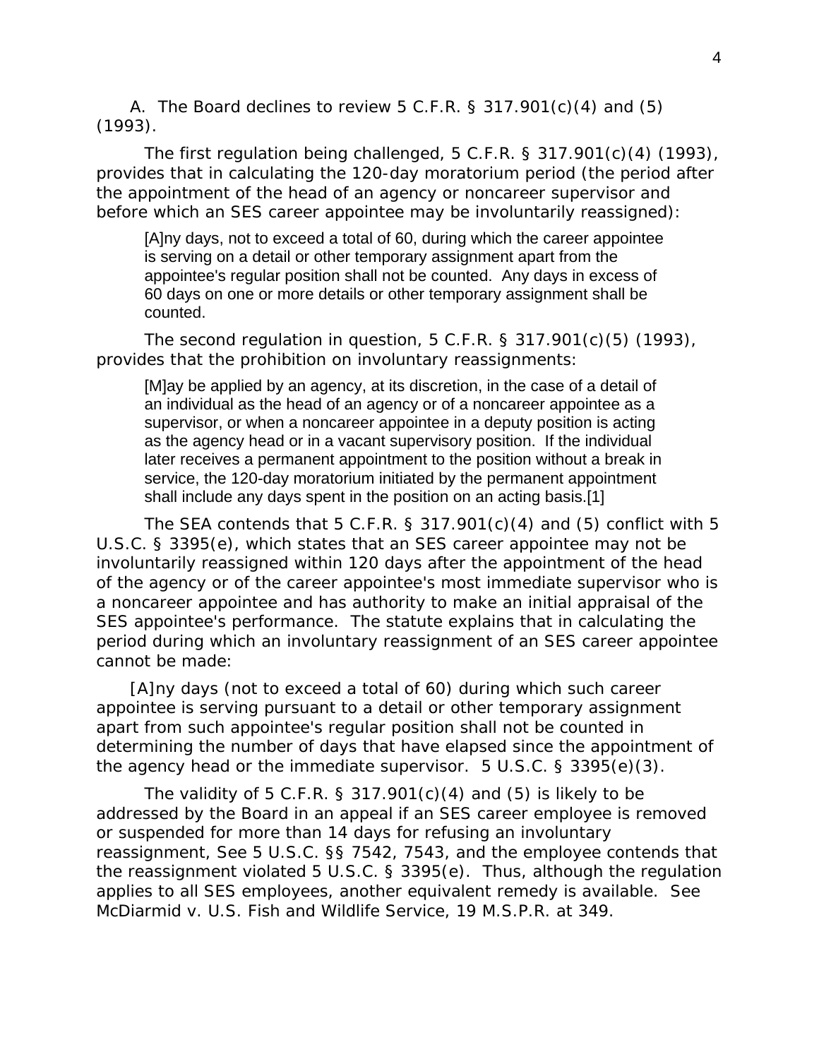A. The Board declines to review 5 C.F.R. § 317.901(c)(4) and (5) (1993).

The first regulation being challenged, 5 C.F.R. § 317.901(c)(4) (1993), provides that in calculating the 120-day moratorium period (the period after the appointment of the head of an agency or noncareer supervisor and before which an SES career appointee may be involuntarily reassigned):

> [A]ny days, not to exceed a total of 60, during which the career appointee is serving on a detail or other temporary assignment apart from the appointee's regular position shall not be counted. Any days in excess of 60 days on one or more details or other temporary assignment shall be counted.

The second regulation in question, 5 C.F.R. § 317.901(c)(5) (1993), provides that the prohibition on involuntary reassignments:

> [M]ay be applied by an agency, at its discretion, in the case of a detail of an individual as the head of an agency or of a noncareer appointee as a supervisor, or when a noncareer appointee in a deputy position is acting as the agency head or in a vacant supervisory position. If the individual later receives a permanent appointment to the position without a break in service, the 120-day moratorium initiated by the permanent appointment shall include any days spent in the position on an acting basis.[1]

The SEA contends that 5 C.F.R. § 317.901(c)(4) and (5) conflict with 5 U.S.C. § 3395(e), which states that an SES career appointee may not be involuntarily reassigned within 120 days after the appointment of the head of the agency or of the career appointee's most immediate supervisor who is a noncareer appointee and has authority to make an initial appraisal of the SES appointee's performance. The statute explains that in calculating the period during which an involuntary reassignment of an SES career appointee cannot be made:

[A]ny days (not to exceed a total of 60) during which such career appointee is serving pursuant to a detail or other temporary assignment apart from such appointee's regular position shall not be counted in determining the number of days that have elapsed since the appointment of the agency head or the immediate supervisor. 5 U.S.C. § 3395(e)(3).

The validity of 5 C.F.R. § 317.901(c)(4) and (5) is likely to be addressed by the Board in an appeal if an SES career employee is removed or suspended for more than 14 days for refusing an involuntary reassignment, See 5 U.S.C. §§ 7542, 7543, and the employee contends that the reassignment violated 5 U.S.C. § 3395(e). Thus, although the regulation applies to all SES employees, another equivalent remedy is available. See McDiarmid v. U.S. Fish and Wildlife Service, 19 M.S.P.R. at 349.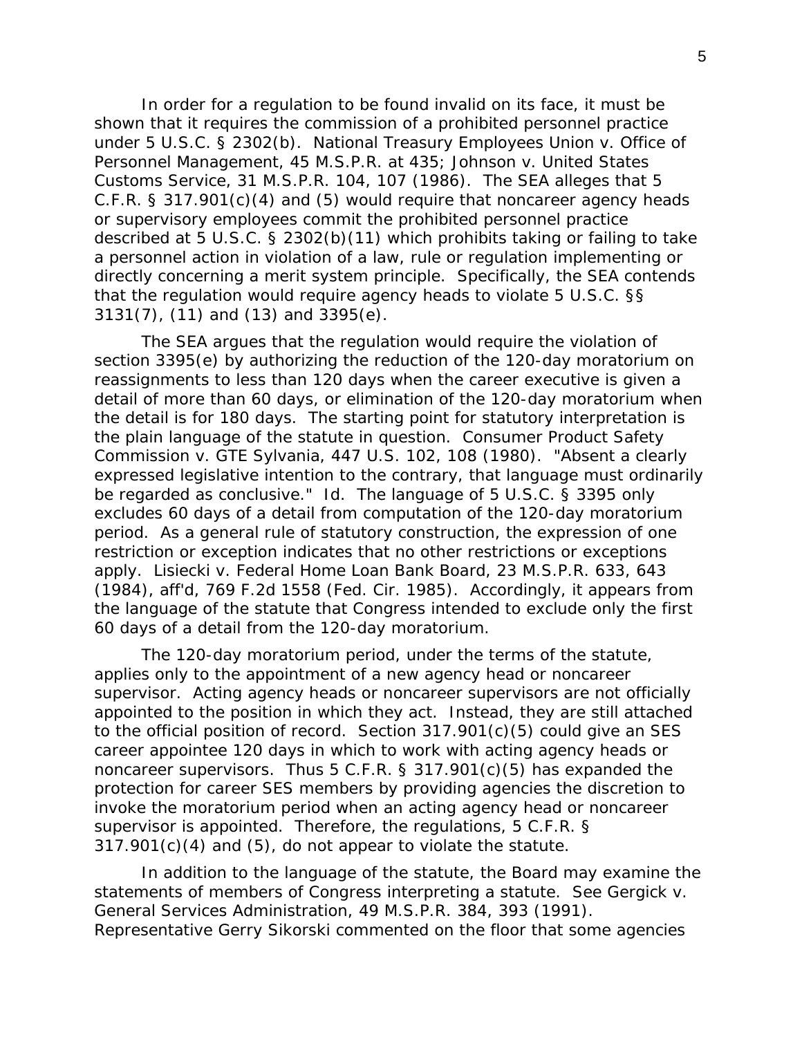In order for a regulation to be found invalid on its face, it must be shown that it requires the commission of a prohibited personnel practice under 5 U.S.C. § 2302(b). National Treasury Employees Union v. Office of Personnel Management, 45 M.S.P.R. at 435; Johnson v. United States Customs Service, 31 M.S.P.R. 104, 107 (1986). The SEA alleges that 5 C.F.R. § 317.901(c)(4) and (5) would require that noncareer agency heads or supervisory employees commit the prohibited personnel practice described at 5 U.S.C. § 2302(b)(11) which prohibits taking or failing to take a personnel action in violation of a law, rule or regulation implementing or directly concerning a merit system principle. Specifically, the SEA contends that the regulation would require agency heads to violate 5 U.S.C. §§ 3131(7), (11) and (13) and 3395(e).

The SEA argues that the regulation would require the violation of section 3395(e) by authorizing the reduction of the 120-day moratorium on reassignments to less than 120 days when the career executive is given a detail of more than 60 days, or elimination of the 120-day moratorium when the detail is for 180 days. The starting point for statutory interpretation is the plain language of the statute in question. Consumer Product Safety Commission v. GTE Sylvania, 447 U.S. 102, 108 (1980). "Absent a clearly expressed legislative intention to the contrary, that language must ordinarily be regarded as conclusive." Id. The language of 5 U.S.C. § 3395 only excludes 60 days of a detail from computation of the 120-day moratorium period. As a general rule of statutory construction, the expression of one restriction or exception indicates that no other restrictions or exceptions apply. Lisiecki v. Federal Home Loan Bank Board, 23 M.S.P.R. 633, 643 (1984), aff'd, 769 F.2d 1558 (Fed. Cir. 1985). Accordingly, it appears from the language of the statute that Congress intended to exclude only the first 60 days of a detail from the 120-day moratorium.

The 120-day moratorium period, under the terms of the statute, applies only to the appointment of a new agency head or noncareer supervisor. Acting agency heads or noncareer supervisors are not officially appointed to the position in which they act. Instead, they are still attached to the official position of record. Section 317.901(c)(5) could give an SES career appointee 120 days in which to work with acting agency heads or noncareer supervisors. Thus 5 C.F.R. § 317.901(c)(5) has expanded the protection for career SES members by providing agencies the discretion to invoke the moratorium period when an acting agency head or noncareer supervisor is appointed. Therefore, the regulations, 5 C.F.R. § 317.901(c)(4) and (5), do not appear to violate the statute.

In addition to the language of the statute, the Board may examine the statements of members of Congress interpreting a statute. See Gergick v. General Services Administration, 49 M.S.P.R. 384, 393 (1991). Representative Gerry Sikorski commented on the floor that some agencies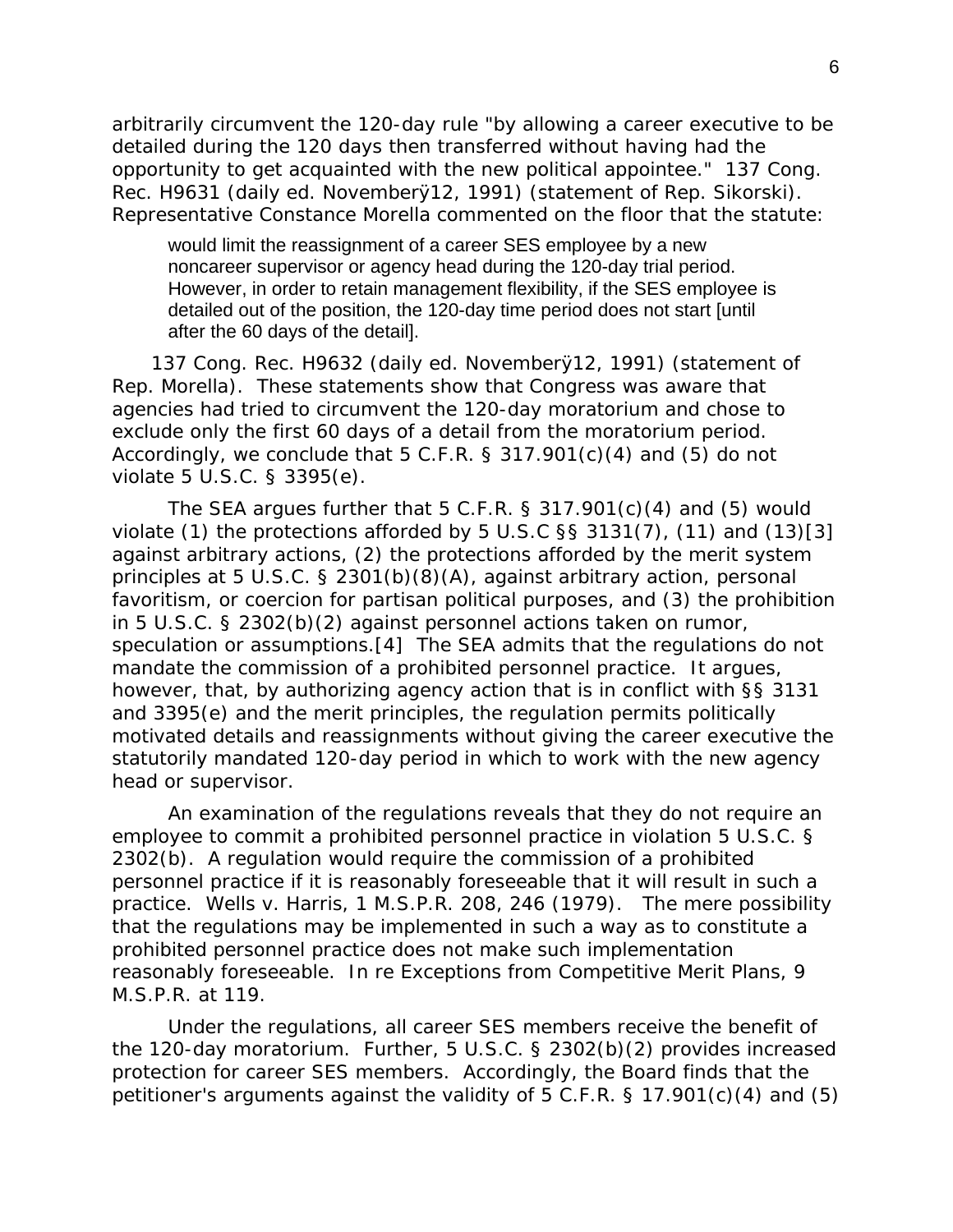arbitrarily circumvent the 120-day rule "by allowing a career executive to be detailed during the 120 days then transferred without having had the opportunity to get acquainted with the new political appointee." 137 Cong. Rec. H9631 (daily ed. Novemberÿ12, 1991) (statement of Rep. Sikorski). Representative Constance Morella commented on the floor that the statute:

> would limit the reassignment of a career SES employee by a new noncareer supervisor or agency head during the 120-day trial period. However, in order to retain management flexibility, if the SES employee is detailed out of the position, the 120-day time period does not start [until after the 60 days of the detail].

137 Cong. Rec. H9632 (daily ed. Novemberÿ12, 1991) (statement of Rep. Morella). These statements show that Congress was aware that agencies had tried to circumvent the 120-day moratorium and chose to exclude only the first 60 days of a detail from the moratorium period. Accordingly, we conclude that 5 C.F.R. § 317.901(c)(4) and (5) do not violate 5 U.S.C. § 3395(e).

The SEA argues further that 5 C.F.R. § 317.901(c)(4) and (5) would violate (1) the protections afforded by 5 U.S.C §§ 3131(7), (11) and (13)[3] against arbitrary actions, (2) the protections afforded by the merit system principles at 5 U.S.C. § 2301(b)(8)(A), against arbitrary action, personal favoritism, or coercion for partisan political purposes, and (3) the prohibition in 5 U.S.C. § 2302(b)(2) against personnel actions taken on rumor, speculation or assumptions.[4] The SEA admits that the regulations do not mandate the commission of a prohibited personnel practice. It argues, however, that, by authorizing agency action that is in conflict with §§ 3131 and 3395(e) and the merit principles, the regulation permits politically motivated details and reassignments without giving the career executive the statutorily mandated 120-day period in which to work with the new agency head or supervisor.

An examination of the regulations reveals that they do not require an employee to commit a prohibited personnel practice in violation 5 U.S.C. § 2302(b). A regulation would require the commission of a prohibited personnel practice if it is reasonably foreseeable that it will result in such a practice. *Wells v. Harris*, 1 M.S.P.R. 208, 246 (1979). The mere possibility that the regulations may be implemented in such a way as to constitute a prohibited personnel practice does not make such implementation reasonably foreseeable. *In re Exceptions from Competitive Merit Plans*, 9 M.S.P.R. at 119.

Under the regulations, all career SES members receive the benefit of the 120-day moratorium. Further, 5 U.S.C. § 2302(b)(2) provides increased protection for career SES members. Accordingly, the Board finds that the petitioner's arguments against the validity of 5 C.F.R. § 17.901(c)(4) and (5)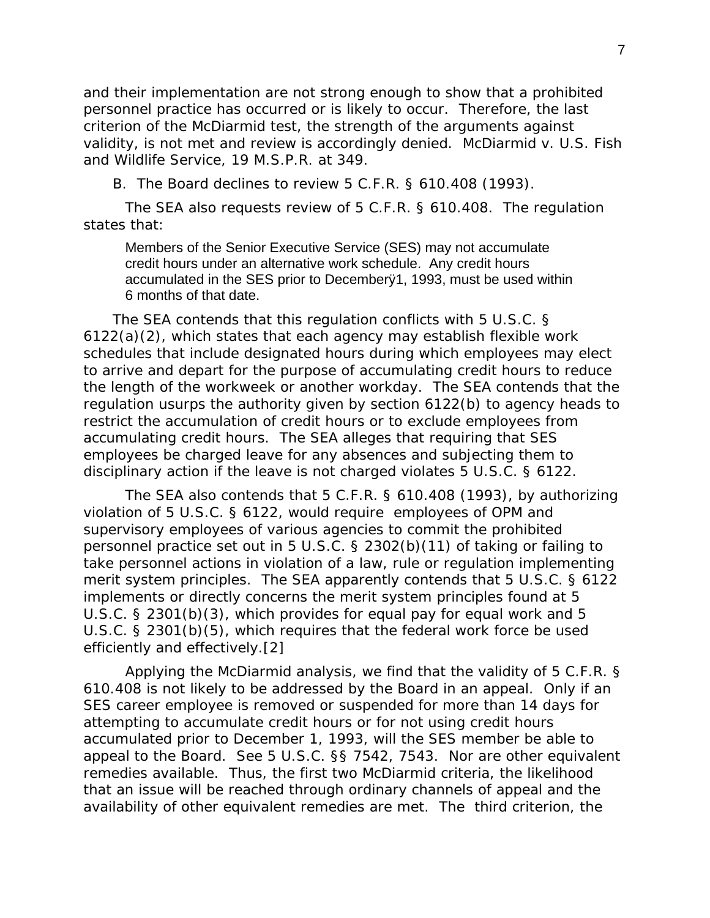and their implementation are not strong enough to show that a prohibited personnel practice has occurred or is likely to occur. Therefore, the last criterion of the McDiarmid test, the strength of the arguments against validity, is not met and review is accordingly denied. McDiarmid v. U.S. Fish and Wildlife Service, 19 M.S.P.R. at 349.

B. The Board declines to review 5 C.F.R. § 610.408 (1993).

The SEA also requests review of 5 C.F.R. § 610.408. The regulation states that:

> Members of the Senior Executive Service (SES) may not accumulate credit hours under an alternative work schedule. Any credit hours accumulated in the SES prior to Decemberÿ1, 1993, must be used within 6 months of that date.

The SEA contends that this regulation conflicts with 5 U.S.C. § 6122(a)(2), which states that each agency may establish flexible work schedules that include designated hours during which employees may elect to arrive and depart for the purpose of accumulating credit hours to reduce the length of the workweek or another workday. The SEA contends that the regulation usurps the authority given by section 6122(b) to agency heads to restrict the accumulation of credit hours or to exclude employees from accumulating credit hours. The SEA alleges that requiring that SES employees be charged leave for any absences and subjecting them to disciplinary action if the leave is not charged violates 5 U.S.C. § 6122.

The SEA also contends that 5 C.F.R. § 610.408 (1993), by authorizing violation of 5 U.S.C. § 6122, would require employees of OPM and supervisory employees of various agencies to commit the prohibited personnel practice set out in 5 U.S.C. § 2302(b)(11) of taking or failing to take personnel actions in violation of a law, rule or regulation implementing merit system principles. The SEA apparently contends that 5 U.S.C. § 6122 implements or directly concerns the merit system principles found at 5 U.S.C. § 2301(b)(3), which provides for equal pay for equal work and 5 U.S.C. § 2301(b)(5), which requires that the federal work force be used efficiently and effectively.[2]

Applying the McDiarmid analysis, we find that the validity of 5 C.F.R. § 610.408 is not likely to be addressed by the Board in an appeal. Only if an SES career employee is removed or suspended for more than 14 days for attempting to accumulate credit hours or for not using credit hours accumulated prior to December 1, 1993, will the SES member be able to appeal to the Board. See 5 U.S.C. §§ 7542, 7543. Nor are other equivalent remedies available. Thus, the first two McDiarmid criteria, the likelihood that an issue will be reached through ordinary channels of appeal and the availability of other equivalent remedies are met. The third criterion, the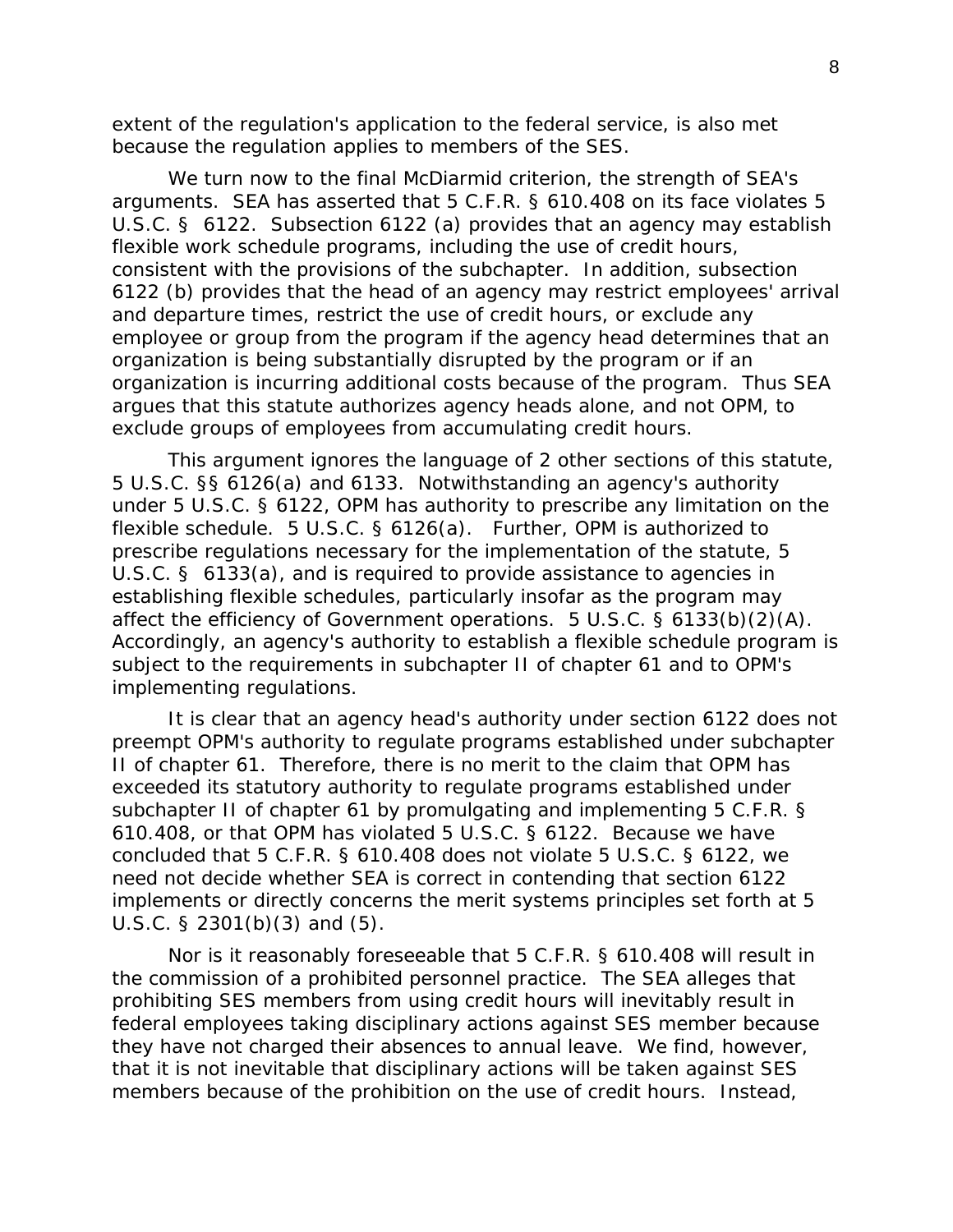extent of the regulation's application to the federal service, is also met because the regulation applies to members of the SES.

We turn now to the final McDiarmid criterion, the strength of SEA's arguments. SEA has asserted that 5 C.F.R. § 610.408 on its face violates 5 U.S.C. § 6122. Subsection 6122 (a) provides that an agency may establish flexible work schedule programs, including the use of credit hours, consistent with the provisions of the subchapter. In addition, subsection 6122 (b) provides that the head of an agency may restrict employees' arrival and departure times, restrict the use of credit hours, or exclude any employee or group from the program if the agency head determines that an organization is being substantially disrupted by the program or if an organization is incurring additional costs because of the program. Thus SEA argues that this statute authorizes agency heads alone, and not OPM, to exclude groups of employees from accumulating credit hours.

This argument ignores the language of 2 other sections of this statute, 5 U.S.C. §§ 6126(a) and 6133. Notwithstanding an agency's authority under 5 U.S.C. § 6122, OPM has authority to prescribe any limitation on the flexible schedule. 5 U.S.C. § 6126(a). Further, OPM is authorized to prescribe regulations necessary for the implementation of the statute, 5 U.S.C. § 6133(a), and is required to provide assistance to agencies in establishing flexible schedules, particularly insofar as the program may affect the efficiency of Government operations. 5 U.S.C. § 6133(b)(2)(A). Accordingly, an agency's authority to establish a flexible schedule program is subject to the requirements in subchapter II of chapter 61 and to OPM's implementing regulations.

It is clear that an agency head's authority under section 6122 does not preempt OPM's authority to regulate programs established under subchapter II of chapter 61. Therefore, there is no merit to the claim that OPM has exceeded its statutory authority to regulate programs established under subchapter II of chapter 61 by promulgating and implementing 5 C.F.R. § 610.408, or that OPM has violated 5 U.S.C. § 6122. Because we have concluded that 5 C.F.R. § 610.408 does not violate 5 U.S.C. § 6122, we need not decide whether SEA is correct in contending that section 6122 implements or directly concerns the merit systems principles set forth at 5 U.S.C. § 2301(b)(3) and (5).

Nor is it reasonably foreseeable that 5 C.F.R. § 610.408 will result in the commission of a prohibited personnel practice. The SEA alleges that prohibiting SES members from using credit hours will inevitably result in federal employees taking disciplinary actions against SES member because they have not charged their absences to annual leave. We find, however, that it is not inevitable that disciplinary actions will be taken against SES members because of the prohibition on the use of credit hours. Instead,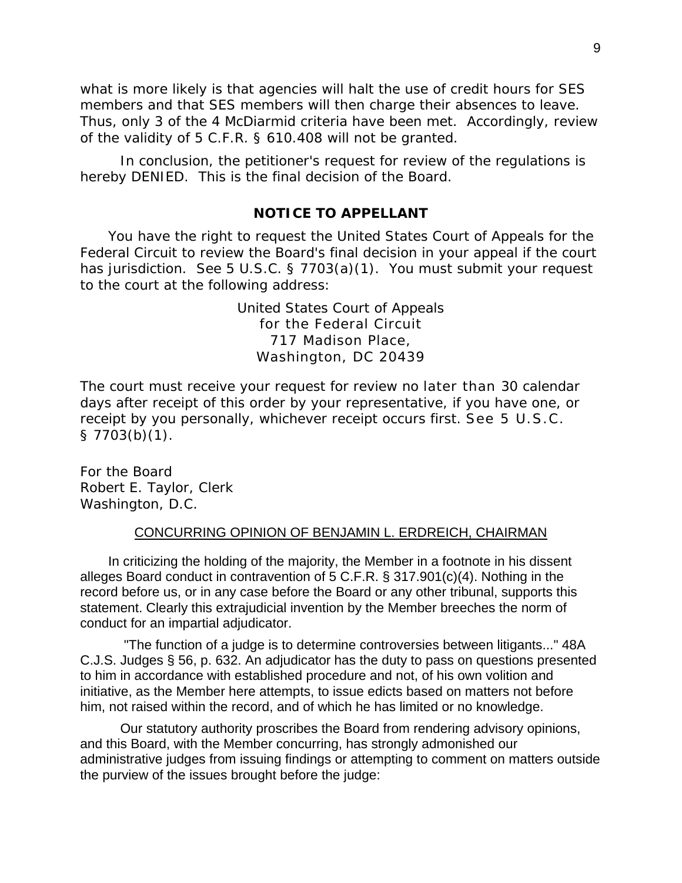what is more likely is that agencies will halt the use of credit hours for SES members and that SES members will then charge their absences to leave. Thus, only 3 of the 4 McDiarmid criteria have been met. Accordingly, review of the validity of 5 C.F.R. § 610.408 will not be granted.

In conclusion, the petitioner's request for review of the regulations is hereby DENIED. This is the final decision of the Board.

## NOTICE TO APPELLANT

You have the right to request the United States Court of Appeals for the Federal Circuit to review the Board's final decision in your appeal if the court has jurisdiction. See 5 U.S.C. § 7703(a)(1). You must submit your request to the court at the following address:

United States Court of Appeals
for the Federal Circuit
717 Madison Place,
Washington, DC 20439

The court must receive your request for review no later than 30 calendar days after receipt of this order by your representative, if you have one, or receipt by you personally, whichever receipt occurs first. See 5 U.S.C. § 7703(b)(1).

For the Board
Robert E. Taylor, Clerk
Washington, D.C.

CONCURRING OPINION OF BENJAMIN L. ERDREICH, CHAIRMAN

In criticizing the holding of the majority, the Member in a footnote in his dissent alleges Board conduct in contravention of 5 C.F.R. § 317.901(c)(4). Nothing in the record before us, or in any case before the Board or any other tribunal, supports this statement. Clearly this extrajudicial invention by the Member breeches the norm of conduct for an impartial adjudicator.

"The function of a judge is to determine controversies between litigants..." 48A C.J.S. Judges § 56, p. 632. An adjudicator has the duty to pass on questions presented to him in accordance with established procedure and not, of his own volition and initiative, as the Member here attempts, to issue edicts based on matters not before him, not raised within the record, and of which he has limited or no knowledge.

Our statutory authority proscribes the Board from rendering advisory opinions, and this Board, with the Member concurring, has strongly admonished our administrative judges from issuing findings or attempting to comment on matters outside the purview of the issues brought before the judge: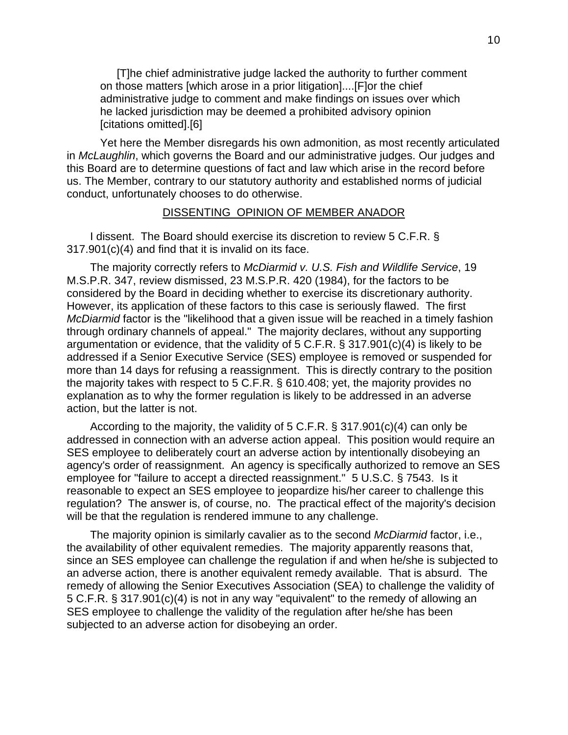> [T]he chief administrative judge lacked the authority to further comment on those matters [which arose in a prior litigation]....[F]or the chief administrative judge to comment and make findings on issues over which he lacked jurisdiction may be deemed a prohibited advisory opinion [citations omitted].[6]

Yet here the Member disregards his own admonition, as most recently articulated in *McLaughlin*, which governs the Board and our administrative judges. Our judges and this Board are to determine questions of fact and law which arise in the record before us. The Member, contrary to our statutory authority and established norms of judicial conduct, unfortunately chooses to do otherwise.

## DISSENTING OPINION OF MEMBER ANADOR

I dissent. The Board should exercise its discretion to review 5 C.F.R. § 317.901(c)(4) and find that it is invalid on its face.

The majority correctly refers to *McDiarmid v. U.S. Fish and Wildlife Service*, 19 M.S.P.R. 347, review dismissed, 23 M.S.P.R. 420 (1984), for the factors to be considered by the Board in deciding whether to exercise its discretionary authority. However, its application of these factors to this case is seriously flawed. The first *McDiarmid* factor is the "likelihood that a given issue will be reached in a timely fashion through ordinary channels of appeal." The majority declares, without any supporting argumentation or evidence, that the validity of 5 C.F.R. § 317.901(c)(4) is likely to be addressed if a Senior Executive Service (SES) employee is removed or suspended for more than 14 days for refusing a reassignment. This is directly contrary to the position the majority takes with respect to 5 C.F.R. § 610.408; yet, the majority provides no explanation as to why the former regulation is likely to be addressed in an adverse action, but the latter is not.

According to the majority, the validity of 5 C.F.R. § 317.901(c)(4) can only be addressed in connection with an adverse action appeal. This position would require an SES employee to deliberately court an adverse action by intentionally disobeying an agency's order of reassignment. An agency is specifically authorized to remove an SES employee for "failure to accept a directed reassignment." 5 U.S.C. § 7543. Is it reasonable to expect an SES employee to jeopardize his/her career to challenge this regulation? The answer is, of course, no. The practical effect of the majority's decision will be that the regulation is rendered immune to any challenge.

The majority opinion is similarly cavalier as to the second *McDiarmid* factor, i.e., the availability of other equivalent remedies. The majority apparently reasons that, since an SES employee can challenge the regulation if and when he/she is subjected to an adverse action, there is another equivalent remedy available. That is absurd. The remedy of allowing the Senior Executives Association (SEA) to challenge the validity of 5 C.F.R. § 317.901(c)(4) is not in any way "equivalent" to the remedy of allowing an SES employee to challenge the validity of the regulation after he/she has been subjected to an adverse action for disobeying an order.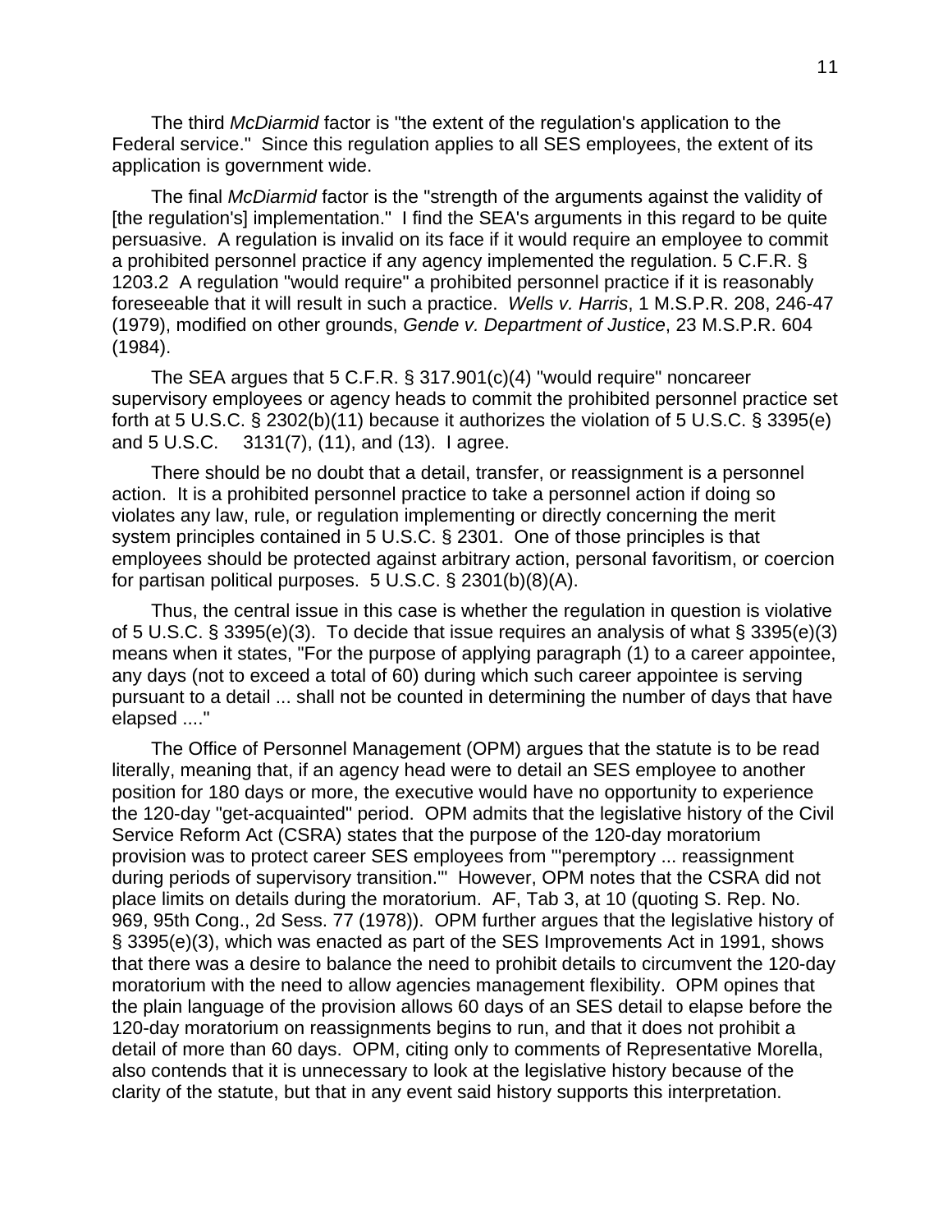The third *McDiarmid* factor is "the extent of the regulation's application to the Federal service." Since this regulation applies to all SES employees, the extent of its application is government wide.

The final *McDiarmid* factor is the "strength of the arguments against the validity of [the regulation's] implementation." I find the SEA's arguments in this regard to be quite persuasive. A regulation is invalid on its face if it would require an employee to commit a prohibited personnel practice if any agency implemented the regulation. 5 C.F.R. § 1203.2 A regulation "would require" a prohibited personnel practice if it is reasonably foreseeable that it will result in such a practice. *Wells v. Harris*, 1 M.S.P.R. 208, 246-47 (1979), modified on other grounds, *Gende v. Department of Justice*, 23 M.S.P.R. 604 (1984).

The SEA argues that 5 C.F.R. § 317.901(c)(4) "would require" noncareer supervisory employees or agency heads to commit the prohibited personnel practice set forth at 5 U.S.C. § 2302(b)(11) because it authorizes the violation of 5 U.S.C. § 3395(e) and 5 U.S.C. 3131(7), (11), and (13). I agree.

There should be no doubt that a detail, transfer, or reassignment is a personnel action. It is a prohibited personnel practice to take a personnel action if doing so violates any law, rule, or regulation implementing or directly concerning the merit system principles contained in 5 U.S.C. § 2301. One of those principles is that employees should be protected against arbitrary action, personal favoritism, or coercion for partisan political purposes. 5 U.S.C. § 2301(b)(8)(A).

Thus, the central issue in this case is whether the regulation in question is violative of 5 U.S.C. § 3395(e)(3). To decide that issue requires an analysis of what § 3395(e)(3) means when it states, "For the purpose of applying paragraph (1) to a career appointee, any days (not to exceed a total of 60) during which such career appointee is serving pursuant to a detail ... shall not be counted in determining the number of days that have elapsed ...."

The Office of Personnel Management (OPM) argues that the statute is to be read literally, meaning that, if an agency head were to detail an SES employee to another position for 180 days or more, the executive would have no opportunity to experience the 120-day "get-acquainted" period. OPM admits that the legislative history of the Civil Service Reform Act (CSRA) states that the purpose of the 120-day moratorium provision was to protect career SES employees from "'peremptory ... reassignment during periods of supervisory transition.'" However, OPM notes that the CSRA did not place limits on details during the moratorium. AF, Tab 3, at 10 (quoting S. Rep. No. 969, 95th Cong., 2d Sess. 77 (1978)). OPM further argues that the legislative history of § 3395(e)(3), which was enacted as part of the SES Improvements Act in 1991, shows that there was a desire to balance the need to prohibit details to circumvent the 120-day moratorium with the need to allow agencies management flexibility. OPM opines that the plain language of the provision allows 60 days of an SES detail to elapse before the 120-day moratorium on reassignments begins to run, and that it does not prohibit a detail of more than 60 days. OPM, citing only to comments of Representative Morella, also contends that it is unnecessary to look at the legislative history because of the clarity of the statute, but that in any event said history supports this interpretation.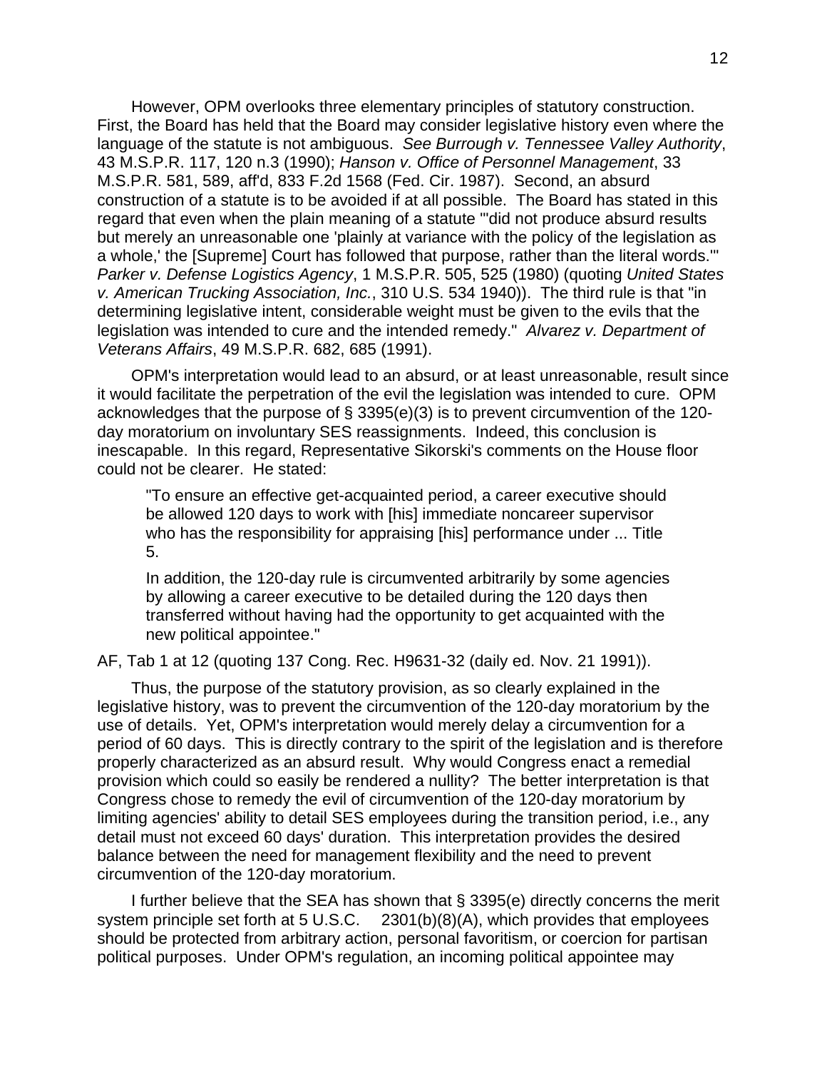However, OPM overlooks three elementary principles of statutory construction. First, the Board has held that the Board may consider legislative history even where the language of the statute is not ambiguous. *See Burrough v. Tennessee Valley Authority*, 43 M.S.P.R. 117, 120 n.3 (1990); *Hanson v. Office of Personnel Management*, 33 M.S.P.R. 581, 589, aff'd, 833 F.2d 1568 (Fed. Cir. 1987). Second, an absurd construction of a statute is to be avoided if at all possible. The Board has stated in this regard that even when the plain meaning of a statute "'did not produce absurd results but merely an unreasonable one 'plainly at variance with the policy of the legislation as a whole,' the [Supreme] Court has followed that purpose, rather than the literal words.'" *Parker v. Defense Logistics Agency*, 1 M.S.P.R. 505, 525 (1980) (quoting *United States v. American Trucking Association, Inc.*, 310 U.S. 534 1940)). The third rule is that "in determining legislative intent, considerable weight must be given to the evils that the legislation was intended to cure and the intended remedy." *Alvarez v. Department of Veterans Affairs*, 49 M.S.P.R. 682, 685 (1991).

OPM's interpretation would lead to an absurd, or at least unreasonable, result since it would facilitate the perpetration of the evil the legislation was intended to cure. OPM acknowledges that the purpose of § 3395(e)(3) is to prevent circumvention of the 120-day moratorium on involuntary SES reassignments. Indeed, this conclusion is inescapable. In this regard, Representative Sikorski's comments on the House floor could not be clearer. He stated:

> "To ensure an effective get-acquainted period, a career executive should be allowed 120 days to work with [his] immediate noncareer supervisor who has the responsibility for appraising [his] performance under ... Title 5.
>
> In addition, the 120-day rule is circumvented arbitrarily by some agencies by allowing a career executive to be detailed during the 120 days then transferred without having had the opportunity to get acquainted with the new political appointee."

AF, Tab 1 at 12 (quoting 137 Cong. Rec. H9631-32 (daily ed. Nov. 21 1991)).

Thus, the purpose of the statutory provision, as so clearly explained in the legislative history, was to prevent the circumvention of the 120-day moratorium by the use of details. Yet, OPM's interpretation would merely delay a circumvention for a period of 60 days. This is directly contrary to the spirit of the legislation and is therefore properly characterized as an absurd result. Why would Congress enact a remedial provision which could so easily be rendered a nullity? The better interpretation is that Congress chose to remedy the evil of circumvention of the 120-day moratorium by limiting agencies' ability to detail SES employees during the transition period, i.e., any detail must not exceed 60 days' duration. This interpretation provides the desired balance between the need for management flexibility and the need to prevent circumvention of the 120-day moratorium.

I further believe that the SEA has shown that § 3395(e) directly concerns the merit system principle set forth at 5 U.S.C. 2301(b)(8)(A), which provides that employees should be protected from arbitrary action, personal favoritism, or coercion for partisan political purposes. Under OPM's regulation, an incoming political appointee may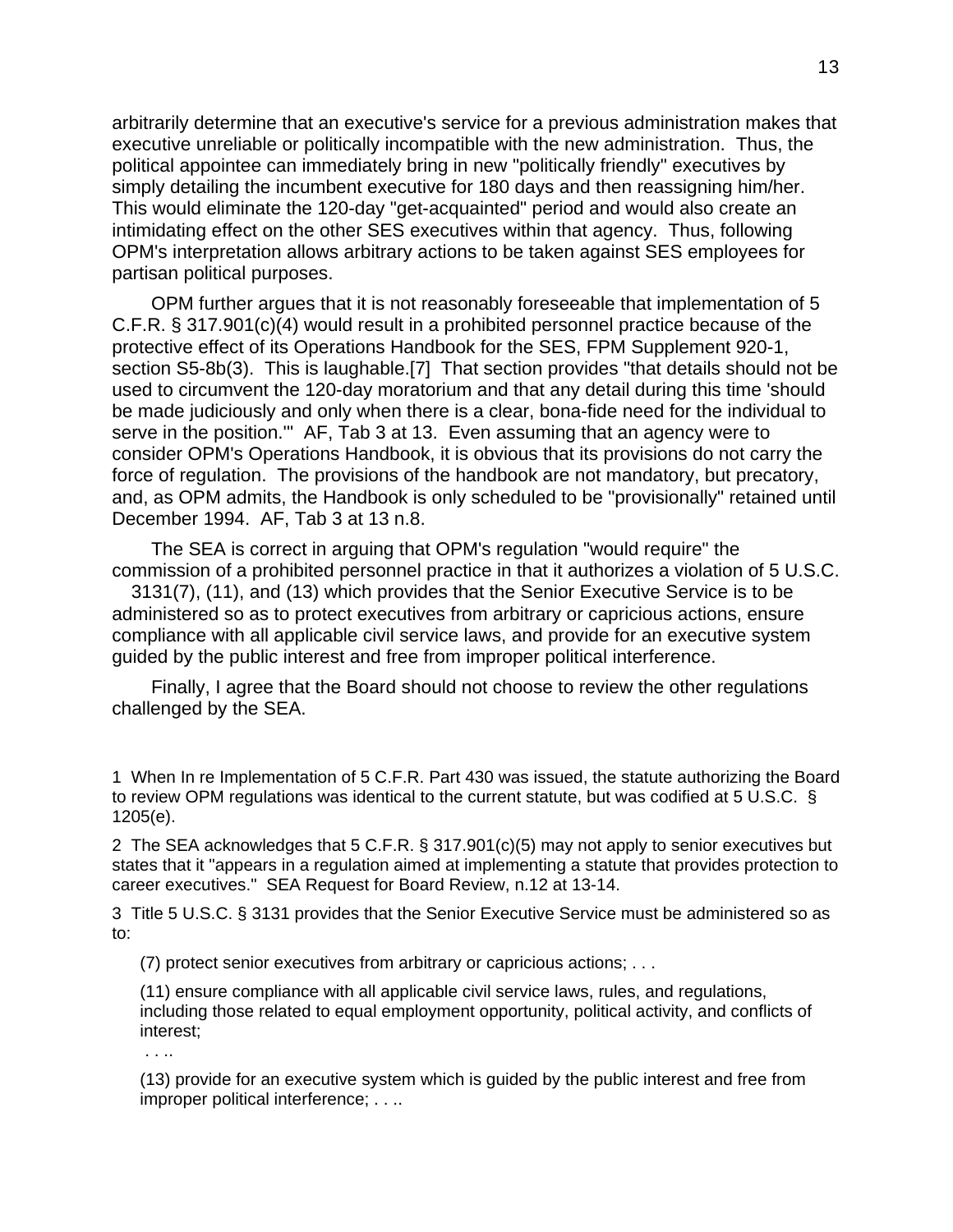arbitrarily determine that an executive's service for a previous administration makes that executive unreliable or politically incompatible with the new administration. Thus, the political appointee can immediately bring in new "politically friendly" executives by simply detailing the incumbent executive for 180 days and then reassigning him/her. This would eliminate the 120-day "get-acquainted" period and would also create an intimidating effect on the other SES executives within that agency. Thus, following OPM's interpretation allows arbitrary actions to be taken against SES employees for partisan political purposes.

OPM further argues that it is not reasonably foreseeable that implementation of 5 C.F.R. § 317.901(c)(4) would result in a prohibited personnel practice because of the protective effect of its Operations Handbook for the SES, FPM Supplement 920-1, section S5-8b(3). This is laughable.[7] That section provides "that details should not be used to circumvent the 120-day moratorium and that any detail during this time 'should be made judiciously and only when there is a clear, bona-fide need for the individual to serve in the position.'" AF, Tab 3 at 13. Even assuming that an agency were to consider OPM's Operations Handbook, it is obvious that its provisions do not carry the force of regulation. The provisions of the handbook are not mandatory, but precatory, and, as OPM admits, the Handbook is only scheduled to be "provisionally" retained until December 1994. AF, Tab 3 at 13 n.8.

The SEA is correct in arguing that OPM's regulation "would require" the commission of a prohibited personnel practice in that it authorizes a violation of 5 U.S.C. 3131(7), (11), and (13) which provides that the Senior Executive Service is to be administered so as to protect executives from arbitrary or capricious actions, ensure compliance with all applicable civil service laws, and provide for an executive system guided by the public interest and free from improper political interference.

Finally, I agree that the Board should not choose to review the other regulations challenged by the SEA.

1 When In re Implementation of 5 C.F.R. Part 430 was issued, the statute authorizing the Board to review OPM regulations was identical to the current statute, but was codified at 5 U.S.C. § 1205(e).

2 The SEA acknowledges that 5 C.F.R. § 317.901(c)(5) may not apply to senior executives but states that it "appears in a regulation aimed at implementing a statute that provides protection to career executives." SEA Request for Board Review, n.12 at 13-14.

3 Title 5 U.S.C. § 3131 provides that the Senior Executive Service must be administered so as to:

> (7) protect senior executives from arbitrary or capricious actions; . . .
>
> (11) ensure compliance with all applicable civil service laws, rules, and regulations, including those related to equal employment opportunity, political activity, and conflicts of interest;
>
> . . ..
>
> (13) provide for an executive system which is guided by the public interest and free from improper political interference; . . ..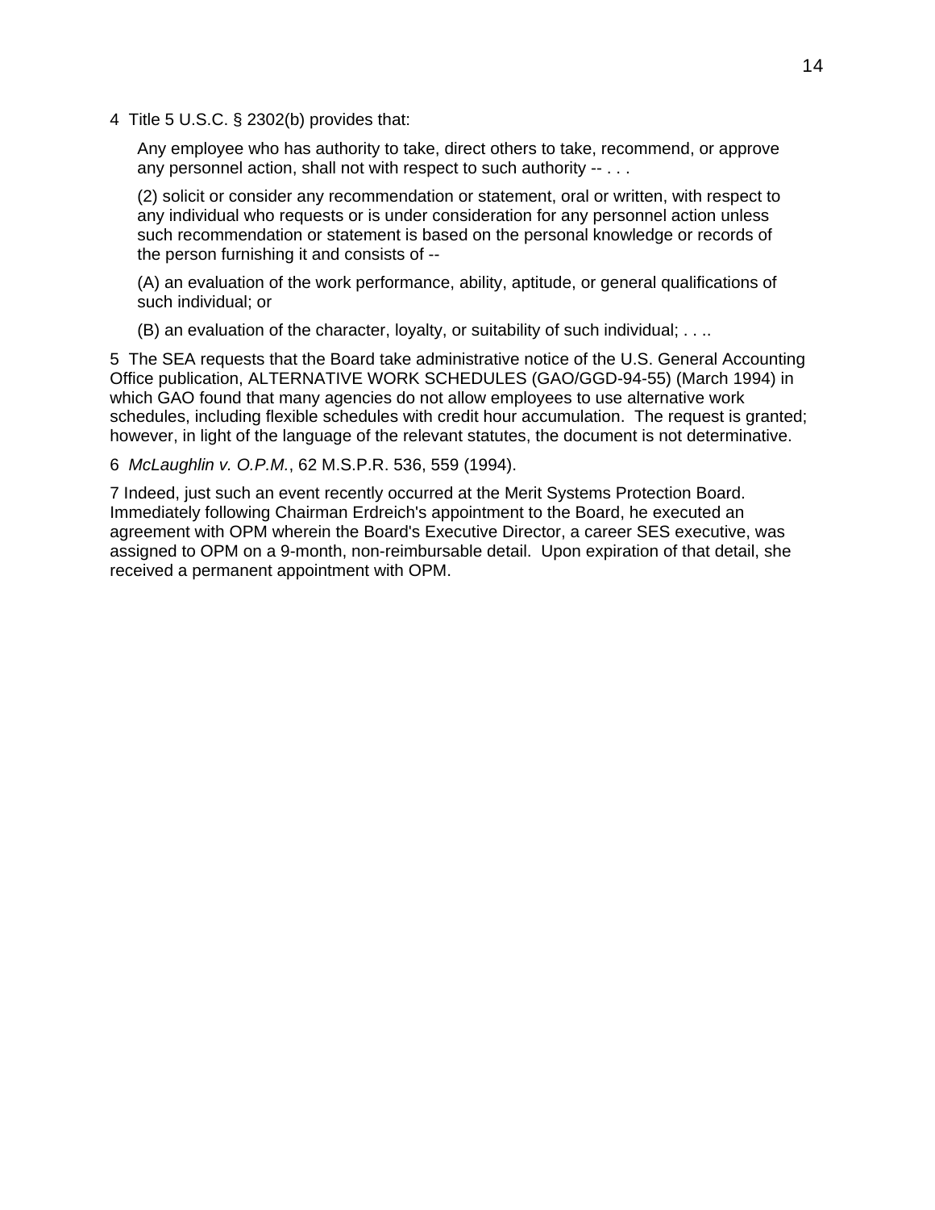4 Title 5 U.S.C. § 2302(b) provides that:

> Any employee who has authority to take, direct others to take, recommend, or approve any personnel action, shall not with respect to such authority -- . . .
>
> (2) solicit or consider any recommendation or statement, oral or written, with respect to any individual who requests or is under consideration for any personnel action unless such recommendation or statement is based on the personal knowledge or records of the person furnishing it and consists of --
>
> (A) an evaluation of the work performance, ability, aptitude, or general qualifications of such individual; or
>
> (B) an evaluation of the character, loyalty, or suitability of such individual; . . ..

5 The SEA requests that the Board take administrative notice of the U.S. General Accounting Office publication, ALTERNATIVE WORK SCHEDULES (GAO/GGD-94-55) (March 1994) in which GAO found that many agencies do not allow employees to use alternative work schedules, including flexible schedules with credit hour accumulation. The request is granted; however, in light of the language of the relevant statutes, the document is not determinative.

6 *McLaughlin v. O.P.M.*, 62 M.S.P.R. 536, 559 (1994).

7 Indeed, just such an event recently occurred at the Merit Systems Protection Board. Immediately following Chairman Erdreich's appointment to the Board, he executed an agreement with OPM wherein the Board's Executive Director, a career SES executive, was assigned to OPM on a 9-month, non-reimbursable detail. Upon expiration of that detail, she received a permanent appointment with OPM.